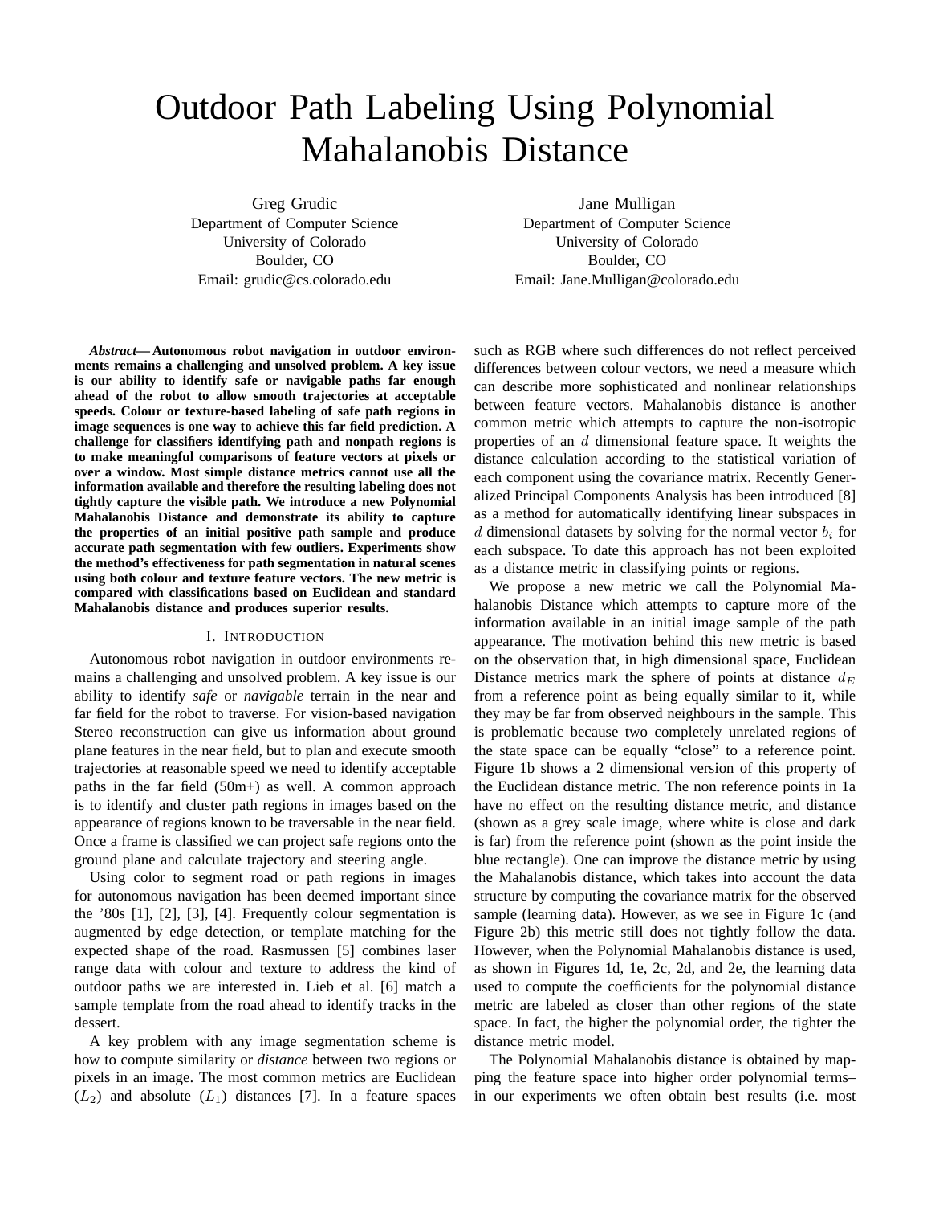# Outdoor Path Labeling Using Polynomial Mahalanobis Distance

Greg Grudic
Department of Computer Science
University of Colorado
Boulder, CO
Email: grudic@cs.colorado.edu

Jane Mulligan
Department of Computer Science
University of Colorado
Boulder, CO
Email: Jane.Mulligan@colorado.edu

***Abstract*— Autonomous robot navigation in outdoor environments remains a challenging and unsolved problem. A key issue is our ability to identify safe or navigable paths far enough ahead of the robot to allow smooth trajectories at acceptable speeds. Colour or texture-based labeling of safe path regions in image sequences is one way to achieve this far field prediction. A challenge for classifiers identifying path and nonpath regions is to make meaningful comparisons of feature vectors at pixels or over a window. Most simple distance metrics cannot use all the information available and therefore the resulting labeling does not tightly capture the visible path. We introduce a new Polynomial Mahalanobis Distance and demonstrate its ability to capture the properties of an initial positive path sample and produce accurate path segmentation with few outliers. Experiments show the method's effectiveness for path segmentation in natural scenes using both colour and texture feature vectors. The new metric is compared with classifications based on Euclidean and standard Mahalanobis distance and produces superior results.**

## I. Introduction

Autonomous robot navigation in outdoor environments remains a challenging and unsolved problem. A key issue is our ability to identify *safe* or *navigable* terrain in the near and far field for the robot to traverse. For vision-based navigation Stereo reconstruction can give us information about ground plane features in the near field, but to plan and execute smooth trajectories at reasonable speed we need to identify acceptable paths in the far field (50m+) as well. A common approach is to identify and cluster path regions in images based on the appearance of regions known to be traversable in the near field. Once a frame is classified we can project safe regions onto the ground plane and calculate trajectory and steering angle.

Using color to segment road or path regions in images for autonomous navigation has been deemed important since the '80s [1], [2], [3], [4]. Frequently colour segmentation is augmented by edge detection, or template matching for the expected shape of the road. Rasmussen [5] combines laser range data with colour and texture to address the kind of outdoor paths we are interested in. Lieb et al. [6] match a sample template from the road ahead to identify tracks in the dessert.

A key problem with any image segmentation scheme is how to compute similarity or *distance* between two regions or pixels in an image. The most common metrics are Euclidean ($L_2$) and absolute ($L_1$) distances [7]. In a feature spaces such as RGB where such differences do not reflect perceived differences between colour vectors, we need a measure which can describe more sophisticated and nonlinear relationships between feature vectors. Mahalanobis distance is another common metric which attempts to capture the non-isotropic properties of an $d$ dimensional feature space. It weights the distance calculation according to the statistical variation of each component using the covariance matrix. Recently Generalized Principal Components Analysis has been introduced [8] as a method for automatically identifying linear subspaces in $d$ dimensional datasets by solving for the normal vector $b_i$ for each subspace. To date this approach has not been exploited as a distance metric in classifying points or regions.

We propose a new metric we call the Polynomial Mahalanobis Distance which attempts to capture more of the information available in an initial image sample of the path appearance. The motivation behind this new metric is based on the observation that, in high dimensional space, Euclidean Distance metrics mark the sphere of points at distance $d_E$ from a reference point as being equally similar to it, while they may be far from observed neighbours in the sample. This is problematic because two completely unrelated regions of the state space can be equally "close" to a reference point. Figure 1b shows a 2 dimensional version of this property of the Euclidean distance metric. The non reference points in 1a have no effect on the resulting distance metric, and distance (shown as a grey scale image, where white is close and dark is far) from the reference point (shown as the point inside the blue rectangle). One can improve the distance metric by using the Mahalanobis distance, which takes into account the data structure by computing the covariance matrix for the observed sample (learning data). However, as we see in Figure 1c (and Figure 2b) this metric still does not tightly follow the data. However, when the Polynomial Mahalanobis distance is used, as shown in Figures 1d, 1e, 2c, 2d, and 2e, the learning data used to compute the coefficients for the polynomial distance metric are labeled as closer than other regions of the state space. In fact, the higher the polynomial order, the tighter the distance metric model.

The Polynomial Mahalanobis distance is obtained by mapping the feature space into higher order polynomial terms– in our experiments we often obtain best results (i.e. most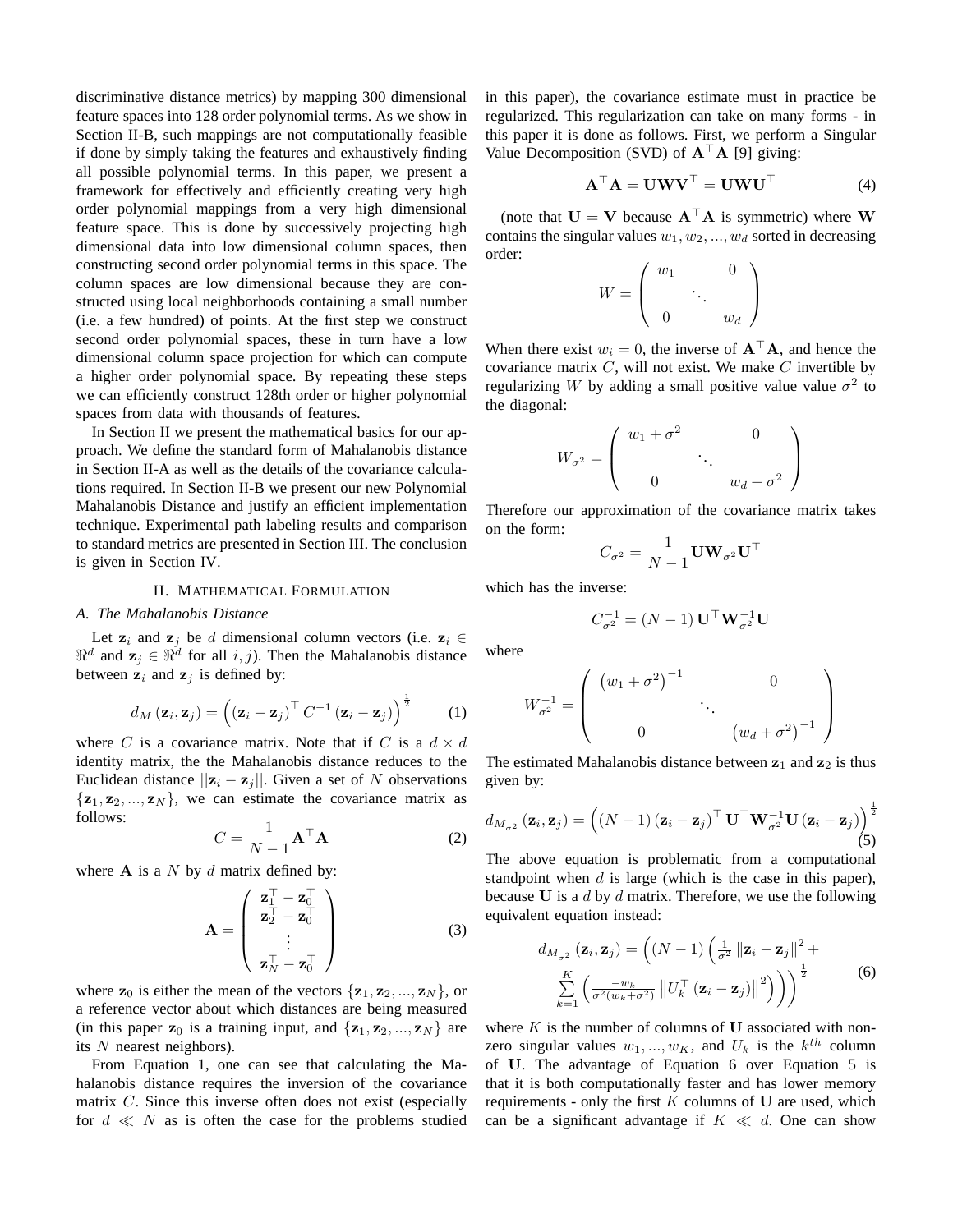discriminative distance metrics) by mapping 300 dimensional feature spaces into 128 order polynomial terms. As we show in Section II-B, such mappings are not computationally feasible if done by simply taking the features and exhaustively finding all possible polynomial terms. In this paper, we present a framework for effectively and efficiently creating very high order polynomial mappings from a very high dimensional feature space. This is done by successively projecting high dimensional data into low dimensional column spaces, then constructing second order polynomial terms in this space. The column spaces are low dimensional because they are constructed using local neighborhoods containing a small number (i.e. a few hundred) of points. At the first step we construct second order polynomial spaces, these in turn have a low dimensional column space projection for which can compute a higher order polynomial space. By repeating these steps we can efficiently construct 128th order or higher polynomial spaces from data with thousands of features.

In Section II we present the mathematical basics for our approach. We define the standard form of Mahalanobis distance in Section II-A as well as the details of the covariance calculations required. In Section II-B we present our new Polynomial Mahalanobis Distance and justify an efficient implementation technique. Experimental path labeling results and comparison to standard metrics are presented in Section III. The conclusion is given in Section IV.

## II. Mathematical Formulation

### A. The Mahalanobis Distance

Let $\mathbf{z}_i$ and $\mathbf{z}_j$ be $d$ dimensional column vectors (i.e. $\mathbf{z}_i \in \Re^d$ and $\mathbf{z}_j \in \Re^d$ for all $i, j$). Then the Mahalanobis distance between $\mathbf{z}_i$ and $\mathbf{z}_j$ is defined by:

$$d_M(\mathbf{z}_i, \mathbf{z}_j) = \left( (\mathbf{z}_i - \mathbf{z}_j)^\top C^{-1} (\mathbf{z}_i - \mathbf{z}_j) \right)^{\frac{1}{2}} \tag{1}$$

where $C$ is a covariance matrix. Note that if $C$ is a $d \times d$ identity matrix, the the Mahalanobis distance reduces to the Euclidean distance $||\mathbf{z}_i - \mathbf{z}_j||$. Given a set of $N$ observations $\{\mathbf{z}_1, \mathbf{z}_2, ..., \mathbf{z}_N\}$, we can estimate the covariance matrix as follows:

$$C = \frac{1}{N-1} \mathbf{A}^\top \mathbf{A} \tag{2}$$

where $\mathbf{A}$ is a $N$ by $d$ matrix defined by:

$$\mathbf{A} = \begin{pmatrix} \mathbf{z}_1^\top - \mathbf{z}_0^\top \\ \mathbf{z}_2^\top - \mathbf{z}_0^\top \\ \vdots \\ \mathbf{z}_N^\top - \mathbf{z}_0^\top \end{pmatrix} \tag{3}$$

where $\mathbf{z}_0$ is either the mean of the vectors $\{\mathbf{z}_1, \mathbf{z}_2, ..., \mathbf{z}_N\}$, or a reference vector about which distances are being measured (in this paper $\mathbf{z}_0$ is a training input, and $\{\mathbf{z}_1, \mathbf{z}_2, ..., \mathbf{z}_N\}$ are its $N$ nearest neighbors).

From Equation 1, one can see that calculating the Mahalanobis distance requires the inversion of the covariance matrix $C$. Since this inverse often does not exist (especially for $d \ll N$ as is often the case for the problems studied in this paper), the covariance estimate must in practice be regularized. This regularization can take on many forms - in this paper it is done as follows. First, we perform a Singular Value Decomposition (SVD) of $\mathbf{A}^\top \mathbf{A}$ [9] giving:

$$\mathbf{A}^\top \mathbf{A} = \mathbf{U}\mathbf{W}\mathbf{V}^\top = \mathbf{U}\mathbf{W}\mathbf{U}^\top \tag{4}$$

(note that $\mathbf{U} = \mathbf{V}$ because $\mathbf{A}^\top \mathbf{A}$ is symmetric) where $\mathbf{W}$ contains the singular values $w_1, w_2, ..., w_d$ sorted in decreasing order:

$$W = \begin{pmatrix} w_1 & & 0 \\ & \ddots & \\ 0 & & w_d \end{pmatrix}$$

When there exist $w_i = 0$, the inverse of $\mathbf{A}^\top \mathbf{A}$, and hence the covariance matrix $C$, will not exist. We make $C$ invertible by regularizing $W$ by adding a small positive value value $\sigma^2$ to the diagonal:

$$W_{\sigma^2} = \begin{pmatrix} w_1 + \sigma^2 & & 0 \\ & \ddots & \\ 0 & & w_d + \sigma^2 \end{pmatrix}$$

Therefore our approximation of the covariance matrix takes on the form:

$$C_{\sigma^2} = \frac{1}{N-1} \mathbf{U}\mathbf{W}_{\sigma^2}\mathbf{U}^\top$$

which has the inverse:

$$C_{\sigma^2}^{-1} = (N-1)\, \mathbf{U}^\top \mathbf{W}_{\sigma^2}^{-1} \mathbf{U}$$

where

$$W_{\sigma^2}^{-1} = \begin{pmatrix} \left(w_1 + \sigma^2\right)^{-1} & & 0 \\ & \ddots & \\ 0 & & \left(w_d + \sigma^2\right)^{-1} \end{pmatrix}$$

The estimated Mahalanobis distance between $\mathbf{z}_1$ and $\mathbf{z}_2$ is thus given by:

$$d_{M_{\sigma^2}}(\mathbf{z}_i, \mathbf{z}_j) = \left( (N-1)\, (\mathbf{z}_i - \mathbf{z}_j)^\top \mathbf{U}^\top \mathbf{W}_{\sigma^2}^{-1} \mathbf{U} (\mathbf{z}_i - \mathbf{z}_j) \right)^{\frac{1}{2}} \tag{5}$$

The above equation is problematic from a computational standpoint when $d$ is large (which is the case in this paper), because $\mathbf{U}$ is a $d$ by $d$ matrix. Therefore, we use the following equivalent equation instead:

$$d_{M_{\sigma^2}}(\mathbf{z}_i, \mathbf{z}_j) = \left( (N-1) \left( \frac{1}{\sigma^2} \left\| \mathbf{z}_i - \mathbf{z}_j \right\|^2 + \sum_{k=1}^{K} \left( \frac{-w_k}{\sigma^2 (w_k + \sigma^2)} \left\| U_k^\top (\mathbf{z}_i - \mathbf{z}_j) \right\|^2 \right) \right) \right)^{\frac{1}{2}} \tag{6}$$

where $K$ is the number of columns of $\mathbf{U}$ associated with non-zero singular values $w_1, ..., w_K$, and $U_k$ is the $k^{th}$ column of $\mathbf{U}$. The advantage of Equation 6 over Equation 5 is that it is both computationally faster and has lower memory requirements - only the first $K$ columns of $\mathbf{U}$ are used, which can be a significant advantage if $K \ll d$. One can show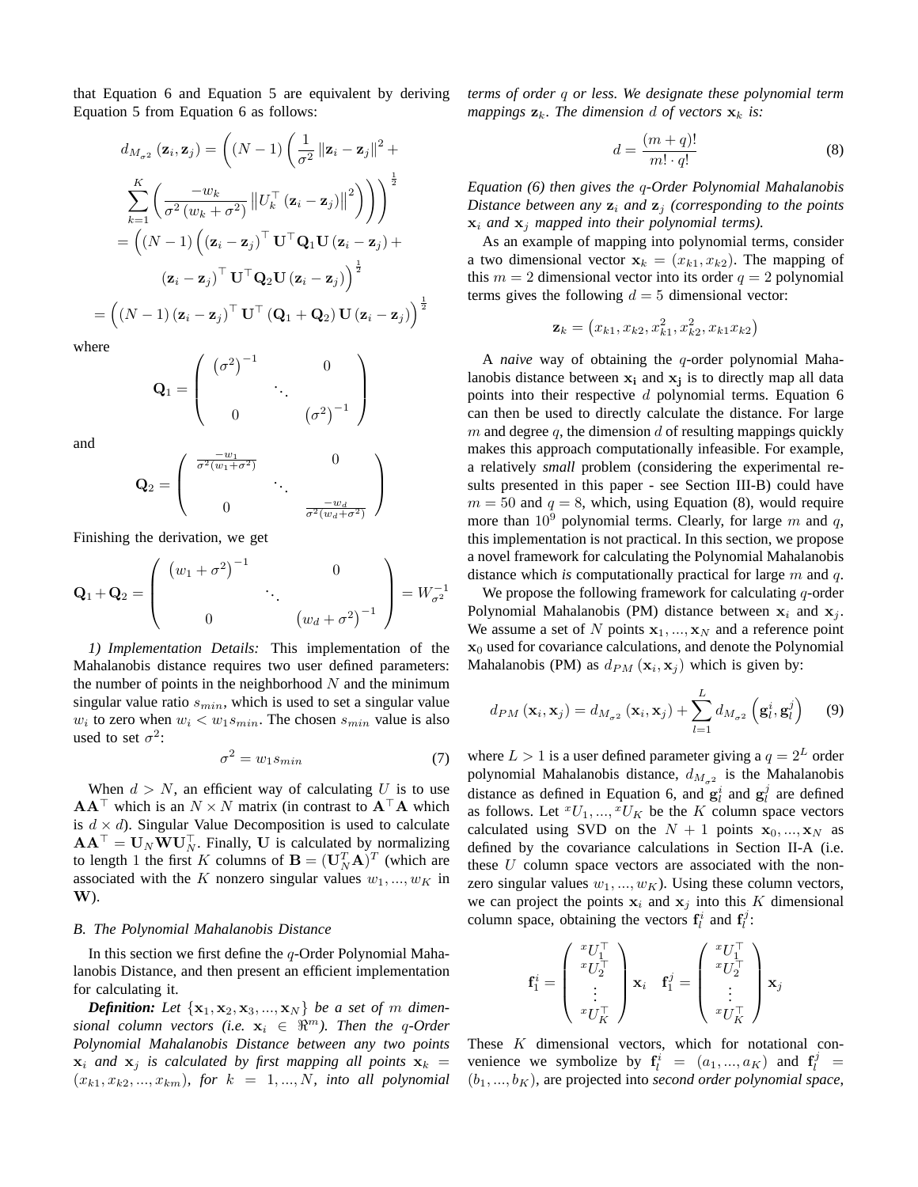that Equation 6 and Equation 5 are equivalent by deriving Equation 5 from Equation 6 as follows:

$$d_{M_{\sigma^2}}\left(\mathbf{z}_i,\mathbf{z}_j\right) = \left((N-1)\left(\frac{1}{\sigma^2}\left\|\mathbf{z}_i-\mathbf{z}_j\right\|^2 + \sum_{k=1}^{K}\left(\frac{-w_k}{\sigma^2\left(w_k+\sigma^2\right)}\left\|U_k^\top\left(\mathbf{z}_i-\mathbf{z}_j\right)\right\|^2\right)\right)\right)^{\frac{1}{2}}$$

$$= \left((N-1)\left(\left(\mathbf{z}_i-\mathbf{z}_j\right)^\top\mathbf{U}^\top\mathbf{Q}_1\mathbf{U}\left(\mathbf{z}_i-\mathbf{z}_j\right) + \left(\mathbf{z}_i-\mathbf{z}_j\right)^\top\mathbf{U}^\top\mathbf{Q}_2\mathbf{U}\left(\mathbf{z}_i-\mathbf{z}_j\right)\right)^{\frac{1}{2}}\right.$$

$$= \left((N-1)\left(\mathbf{z}_i-\mathbf{z}_j\right)^\top\mathbf{U}^\top\left(\mathbf{Q}_1+\mathbf{Q}_2\right)\mathbf{U}\left(\mathbf{z}_i-\mathbf{z}_j\right)\right)^{\frac{1}{2}}$$

where

$$\mathbf{Q}_1 = \begin{pmatrix} \left(\sigma^2\right)^{-1} & & 0 \\ & \ddots & \\ 0 & & \left(\sigma^2\right)^{-1} \end{pmatrix}$$

and

$$\mathbf{Q}_2 = \begin{pmatrix} \frac{-w_1}{\sigma^2(w_1+\sigma^2)} & & 0 \\ & \ddots & \\ 0 & & \frac{-w_d}{\sigma^2(w_d+\sigma^2)} \end{pmatrix}$$

Finishing the derivation, we get

$$\mathbf{Q}_1+\mathbf{Q}_2 = \begin{pmatrix} \left(w_1+\sigma^2\right)^{-1} & & 0 \\ & \ddots & \\ 0 & & \left(w_d+\sigma^2\right)^{-1} \end{pmatrix} = W_{\sigma^2}^{-1}$$

*1) Implementation Details:* This implementation of the Mahalanobis distance requires two user defined parameters: the number of points in the neighborhood $N$ and the minimum singular value ratio $s_{min}$, which is used to set a singular value $w_i$ to zero when $w_i < w_1 s_{min}$. The chosen $s_{min}$ value is also used to set $\sigma^2$:

$$\sigma^2 = w_1 s_{min} \tag{7}$$

When $d > N$, an efficient way of calculating $U$ is to use $\mathbf{A}\mathbf{A}^\top$ which is an $N \times N$ matrix (in contrast to $\mathbf{A}^\top\mathbf{A}$ which is $d \times d$). Singular Value Decomposition is used to calculate $\mathbf{A}\mathbf{A}^\top = \mathbf{U}_N\mathbf{W}\mathbf{U}_N^\top$. Finally, $\mathbf{U}$ is calculated by normalizing to length 1 the first $K$ columns of $\mathbf{B} = (\mathbf{U}_N^T\mathbf{A})^T$ (which are associated with the $K$ nonzero singular values $w_1, ..., w_K$ in $\mathbf{W}$).

### B. The Polynomial Mahalanobis Distance

In this section we first define the $q$-Order Polynomial Mahalanobis Distance, and then present an efficient implementation for calculating it.

***Definition:*** *Let $\{\mathbf{x}_1, \mathbf{x}_2, \mathbf{x}_3, ..., \mathbf{x}_N\}$ be a set of $m$ dimensional column vectors (i.e. $\mathbf{x}_i \in \Re^m$). Then the $q$-Order Polynomial Mahalanobis Distance between any two points $\mathbf{x}_i$ and $\mathbf{x}_j$ is calculated by first mapping all points $\mathbf{x}_k = (x_{k1}, x_{k2}, ..., x_{km})$, for $k = 1, ..., N$, into all polynomial terms of order $q$ or less. We designate these polynomial term mappings $\mathbf{z}_k$. The dimension $d$ of vectors $\mathbf{x}_k$ is:*

$$d = \frac{(m+q)!}{m! \cdot q!} \tag{8}$$

*Equation (6) then gives the $q$-Order Polynomial Mahalanobis Distance between any $\mathbf{z}_i$ and $\mathbf{z}_j$ (corresponding to the points $\mathbf{x}_i$ and $\mathbf{x}_j$ mapped into their polynomial terms).*

As an example of mapping into polynomial terms, consider a two dimensional vector $\mathbf{x}_k = (x_{k1}, x_{k2})$. The mapping of this $m = 2$ dimensional vector into its order $q = 2$ polynomial terms gives the following $d = 5$ dimensional vector:

$$\mathbf{z}_k = \left(x_{k1}, x_{k2}, x_{k1}^2, x_{k2}^2, x_{k1}x_{k2}\right)$$

A *naive* way of obtaining the $q$-order polynomial Mahalanobis distance between $\mathbf{x_i}$ and $\mathbf{x_j}$ is to directly map all data points into their respective $d$ polynomial terms. Equation 6 can then be used to directly calculate the distance. For large $m$ and degree $q$, the dimension $d$ of resulting mappings quickly makes this approach computationally infeasible. For example, a relatively *small* problem (considering the experimental results presented in this paper - see Section III-B) could have $m = 50$ and $q = 8$, which, using Equation (8), would require more than $10^9$ polynomial terms. Clearly, for large $m$ and $q$, this implementation is not practical. In this section, we propose a novel framework for calculating the Polynomial Mahalanobis distance which *is* computationally practical for large $m$ and $q$.

We propose the following framework for calculating $q$-order Polynomial Mahalanobis (PM) distance between $\mathbf{x}_i$ and $\mathbf{x}_j$. We assume a set of $N$ points $\mathbf{x}_1, ..., \mathbf{x}_N$ and a reference point $\mathbf{x}_0$ used for covariance calculations, and denote the Polynomial Mahalanobis (PM) as $d_{PM}\left(\mathbf{x}_i, \mathbf{x}_j\right)$ which is given by:

$$d_{PM}\left(\mathbf{x}_i,\mathbf{x}_j\right) = d_{M_{\sigma^2}}\left(\mathbf{x}_i,\mathbf{x}_j\right) + \sum_{l=1}^{L} d_{M_{\sigma^2}}\left(\mathbf{g}_l^i,\mathbf{g}_l^j\right) \tag{9}$$

where $L > 1$ is a user defined parameter giving a $q = 2^L$ order polynomial Mahalanobis distance, $d_{M_{\sigma^2}}$ is the Mahalanobis distance as defined in Equation 6, and $\mathbf{g}_l^i$ and $\mathbf{g}_l^j$ are defined as follows. Let ${}^xU_1, ..., {}^xU_K$ be the $K$ column space vectors calculated using SVD on the $N+1$ points $\mathbf{x}_0, ..., \mathbf{x}_N$ as defined by the covariance calculations in Section II-A (i.e. these $U$ column space vectors are associated with the nonzero singular values $w_1, ..., w_K$). Using these column vectors, we can project the points $\mathbf{x}_i$ and $\mathbf{x}_j$ into this $K$ dimensional column space, obtaining the vectors $\mathbf{f}_l^i$ and $\mathbf{f}_l^j$:

$$\mathbf{f}_1^i = \begin{pmatrix} {}^xU_1^\top \\ {}^xU_2^\top \\ \vdots \\ {}^xU_K^\top \end{pmatrix}\mathbf{x}_i \quad \mathbf{f}_1^j = \begin{pmatrix} {}^xU_1^\top \\ {}^xU_2^\top \\ \vdots \\ {}^xU_K^\top \end{pmatrix}\mathbf{x}_j$$

These $K$ dimensional vectors, which for notational convenience we symbolize by $\mathbf{f}_l^i = (a_1, ..., a_K)$ and $\mathbf{f}_l^j = (b_1, ..., b_K)$, are projected into *second order polynomial space*,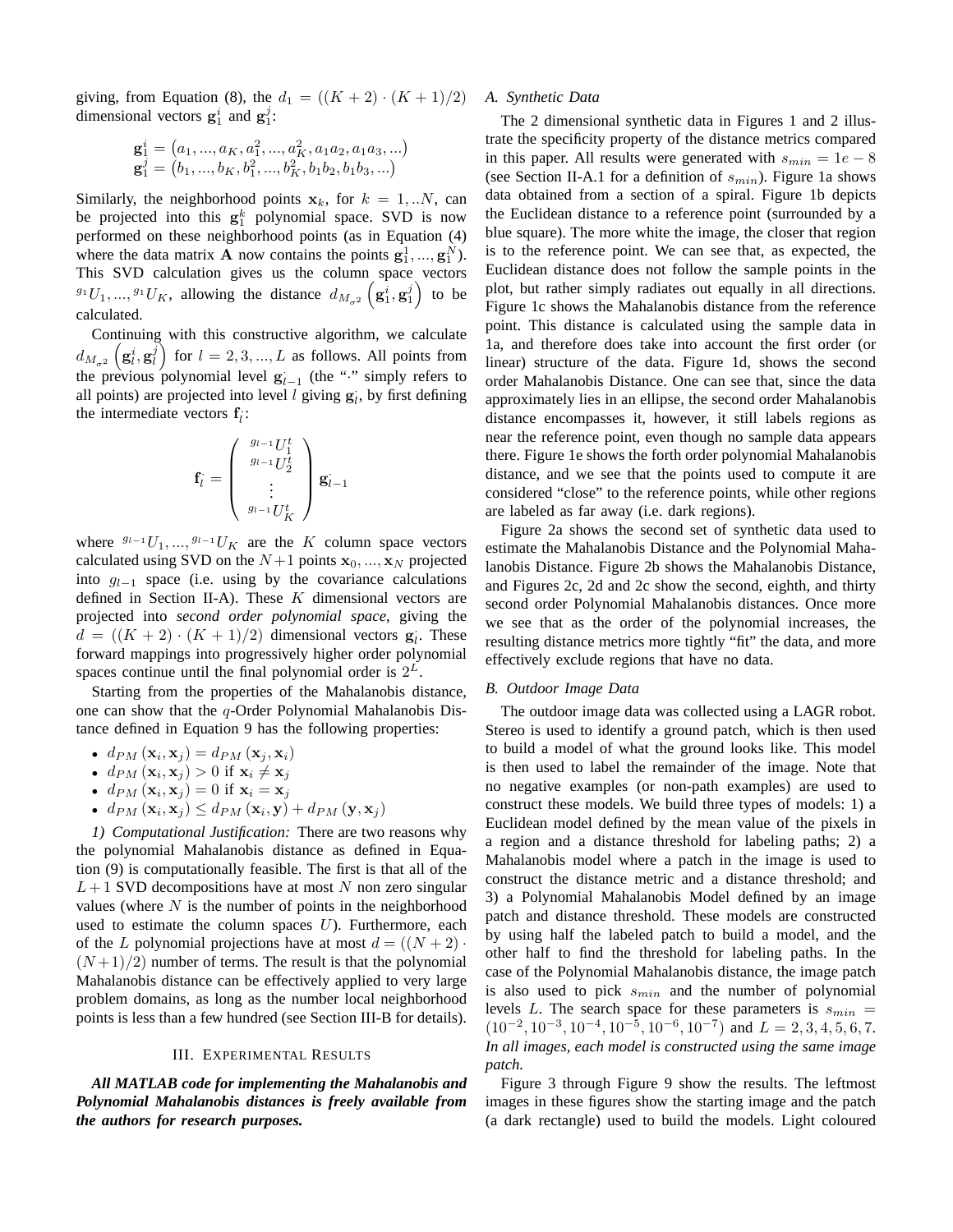giving, from Equation (8), the $d_1 = ((K+2) \cdot (K+1)/2)$ dimensional vectors $\mathbf{g}_1^i$ and $\mathbf{g}_1^j$:

$$\mathbf{g}_1^i = \left(a_1, ..., a_K, a_1^2, ..., a_K^2, a_1 a_2, a_1 a_3, ...\right)$$
$$\mathbf{g}_1^j = \left(b_1, ..., b_K, b_1^2, ..., b_K^2, b_1 b_2, b_1 b_3, ...\right)$$

Similarly, the neighborhood points $\mathbf{x}_k$, for $k = 1, ..N$, can be projected into this $\mathbf{g}_1^k$ polynomial space. SVD is now performed on these neighborhood points (as in Equation (4) where the data matrix $\mathbf{A}$ now contains the points $\mathbf{g}_1^1, ..., \mathbf{g}_1^N$). This SVD calculation gives us the column space vectors ${}^{g_1}U_1, ..., {}^{g_1}U_K$, allowing the distance $d_{M_{\sigma^2}}\left(\mathbf{g}_1^i, \mathbf{g}_1^j\right)$ to be calculated.

Continuing with this constructive algorithm, we calculate $d_{M_{\sigma^2}}\left(\mathbf{g}_l^i, \mathbf{g}_l^j\right)$ for $l = 2, 3, ..., L$ as follows. All points from the previous polynomial level $\mathbf{g}_{l-1}^{\cdot}$ (the "$\cdot$" simply refers to all points) are projected into level $l$ giving $\mathbf{g}_l^{\cdot}$, by first defining the intermediate vectors $\mathbf{f}_l^{\cdot}$:

$$\mathbf{f}_l^{\cdot} = \begin{pmatrix} {}^{g_{l-1}}U_1^t \\ {}^{g_{l-1}}U_2^t \\ \vdots \\ {}^{g_{l-1}}U_K^t \end{pmatrix} \mathbf{g}_{l-1}^{\cdot}$$

where ${}^{g_{l-1}}U_1, ..., {}^{g_{l-1}}U_K$ are the $K$ column space vectors calculated using SVD on the $N+1$ points $\mathbf{x}_0, ..., \mathbf{x}_N$ projected into $g_{l-1}$ space (i.e. using by the covariance calculations defined in Section II-A). These $K$ dimensional vectors are projected into *second order polynomial space*, giving the $d = ((K+2) \cdot (K+1)/2)$ dimensional vectors $\mathbf{g}_l^{\cdot}$. These forward mappings into progressively higher order polynomial spaces continue until the final polynomial order is $2^L$.

Starting from the properties of the Mahalanobis distance, one can show that the $q$-Order Polynomial Mahalanobis Distance defined in Equation 9 has the following properties:

- $d_{PM}\left(\mathbf{x}_i, \mathbf{x}_j\right) = d_{PM}\left(\mathbf{x}_j, \mathbf{x}_i\right)$
- $d_{PM}\left(\mathbf{x}_i, \mathbf{x}_j\right) > 0$ if $\mathbf{x}_i \neq \mathbf{x}_j$
- $d_{PM}\left(\mathbf{x}_i, \mathbf{x}_j\right) = 0$ if $\mathbf{x}_i = \mathbf{x}_j$
- $d_{PM}\left(\mathbf{x}_i, \mathbf{x}_j\right) \leq d_{PM}\left(\mathbf{x}_i, \mathbf{y}\right) + d_{PM}\left(\mathbf{y}, \mathbf{x}_j\right)$

*1) Computational Justification:* There are two reasons why the polynomial Mahalanobis distance as defined in Equation (9) is computationally feasible. The first is that all of the $L+1$ SVD decompositions have at most $N$ non zero singular values (where $N$ is the number of points in the neighborhood used to estimate the column spaces $U$). Furthermore, each of the $L$ polynomial projections have at most $d = ((N+2) \cdot (N+1)/2)$ number of terms. The result is that the polynomial Mahalanobis distance can be effectively applied to very large problem domains, as long as the number local neighborhood points is less than a few hundred (see Section III-B for details).

## III. Experimental Results

***All MATLAB code for implementing the Mahalanobis and Polynomial Mahalanobis distances is freely available from the authors for research purposes.***

### A. Synthetic Data

The 2 dimensional synthetic data in Figures 1 and 2 illustrate the specificity property of the distance metrics compared in this paper. All results were generated with $s_{min} = 1e-8$ (see Section II-A.1 for a definition of $s_{min}$). Figure 1a shows data obtained from a section of a spiral. Figure 1b depicts the Euclidean distance to a reference point (surrounded by a blue square). The more white the image, the closer that region is to the reference point. We can see that, as expected, the Euclidean distance does not follow the sample points in the plot, but rather simply radiates out equally in all directions. Figure 1c shows the Mahalanobis distance from the reference point. This distance is calculated using the sample data in 1a, and therefore does take into account the first order (or linear) structure of the data. Figure 1d, shows the second order Mahalanobis Distance. One can see that, since the data approximately lies in an ellipse, the second order Mahalanobis distance encompasses it, however, it still labels regions as near the reference point, even though no sample data appears there. Figure 1e shows the forth order polynomial Mahalanobis distance, and we see that the points used to compute it are considered "close" to the reference points, while other regions are labeled as far away (i.e. dark regions).

Figure 2a shows the second set of synthetic data used to estimate the Mahalanobis Distance and the Polynomial Mahalanobis Distance. Figure 2b shows the Mahalanobis Distance, and Figures 2c, 2d and 2c show the second, eighth, and thirty second order Polynomial Mahalanobis distances. Once more we see that as the order of the polynomial increases, the resulting distance metrics more tightly "fit" the data, and more effectively exclude regions that have no data.

### B. Outdoor Image Data

The outdoor image data was collected using a LAGR robot. Stereo is used to identify a ground patch, which is then used to build a model of what the ground looks like. This model is then used to label the remainder of the image. Note that no negative examples (or non-path examples) are used to construct these models. We build three types of models: 1) a Euclidean model defined by the mean value of the pixels in a region and a distance threshold for labeling paths; 2) a Mahalanobis model where a patch in the image is used to construct the distance metric and a distance threshold; and 3) a Polynomial Mahalanobis Model defined by an image patch and distance threshold. These models are constructed by using half the labeled patch to build a model, and the other half to find the threshold for labeling paths. In the case of the Polynomial Mahalanobis distance, the image patch is also used to pick $s_{min}$ and the number of polynomial levels $L$. The search space for these parameters is $s_{min} = (10^{-2}, 10^{-3}, 10^{-4}, 10^{-5}, 10^{-6}, 10^{-7})$ and $L = 2, 3, 4, 5, 6, 7$. *In all images, each model is constructed using the same image patch.*

Figure 3 through Figure 9 show the results. The leftmost images in these figures show the starting image and the patch (a dark rectangle) used to build the models. Light coloured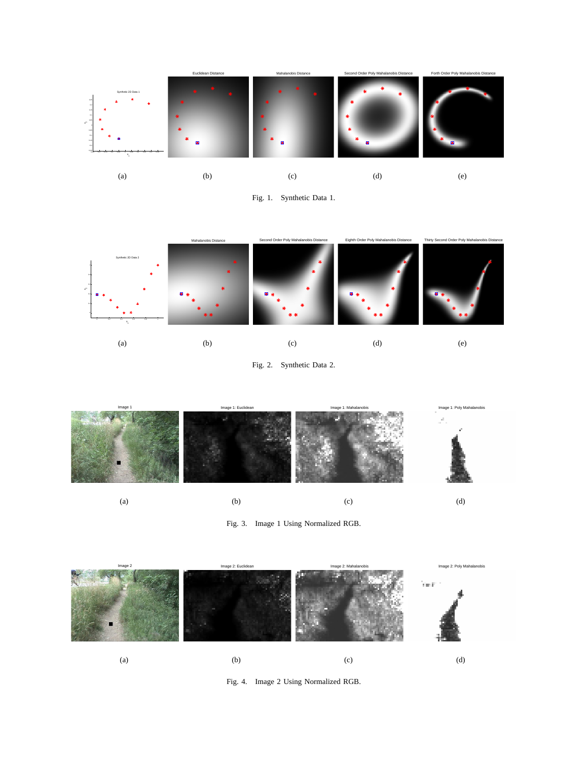Fig. 1. Synthetic Data 1.

Fig. 2. Synthetic Data 2.

Fig. 3. Image 1 Using Normalized RGB.

Fig. 4. Image 2 Using Normalized RGB.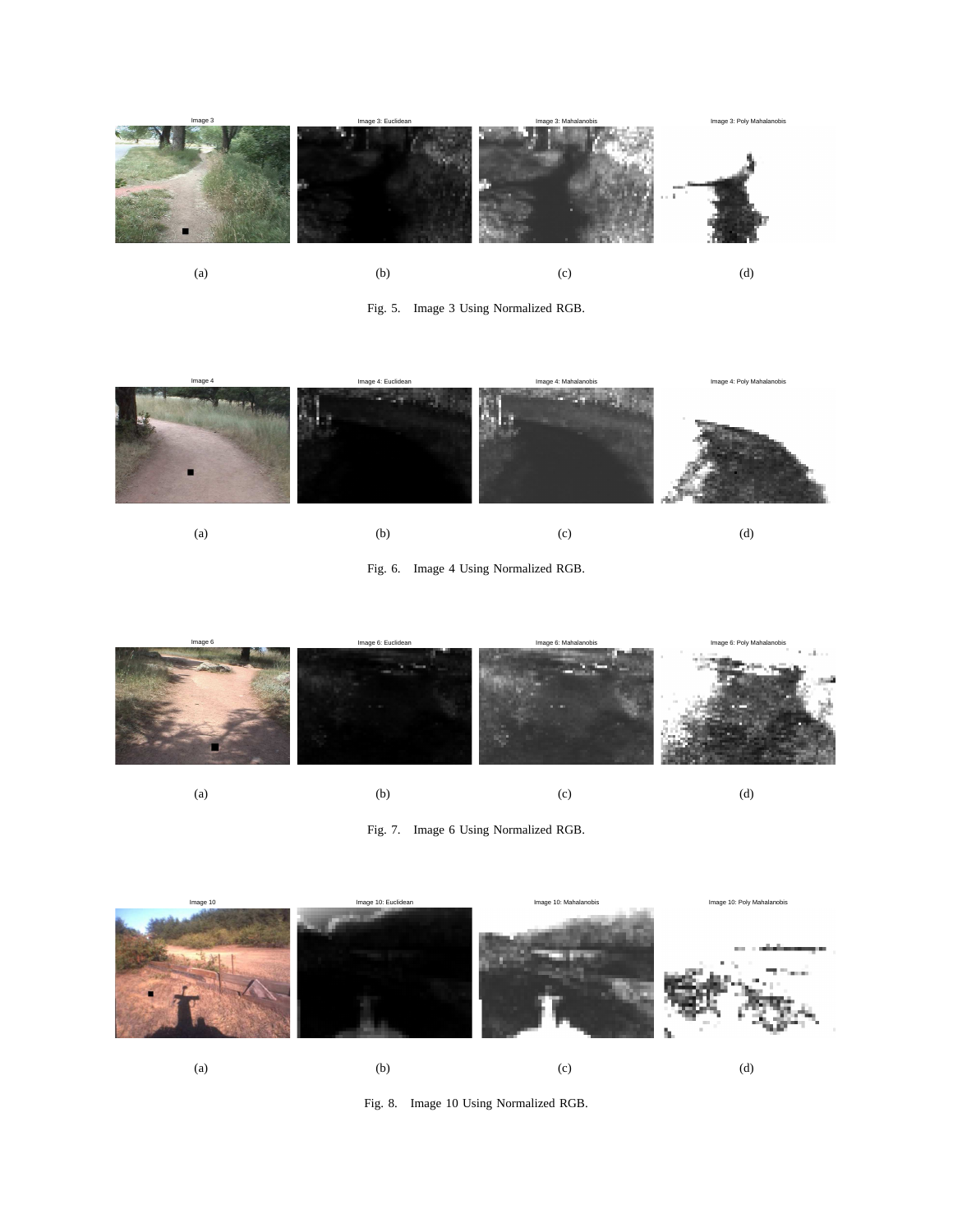Image 3 | Image 3: Euclidean | Image 3: Mahalanobis | Image 3: Poly Mahalanobis

(a) (b) (c) (d)

Fig. 5. Image 3 Using Normalized RGB.

Image 4 | Image 4: Euclidean | Image 4: Mahalanobis | Image 4: Poly Mahalanobis

(a) (b) (c) (d)

Fig. 6. Image 4 Using Normalized RGB.

Image 6 | Image 6: Euclidean | Image 6: Mahalanobis | Image 6: Poly Mahalanobis

(a) (b) (c) (d)

Fig. 7. Image 6 Using Normalized RGB.

Image 10 | Image 10: Euclidean | Image 10: Mahalanobis | Image 10: Poly Mahalanobis

(a) (b) (c) (d)

Fig. 8. Image 10 Using Normalized RGB.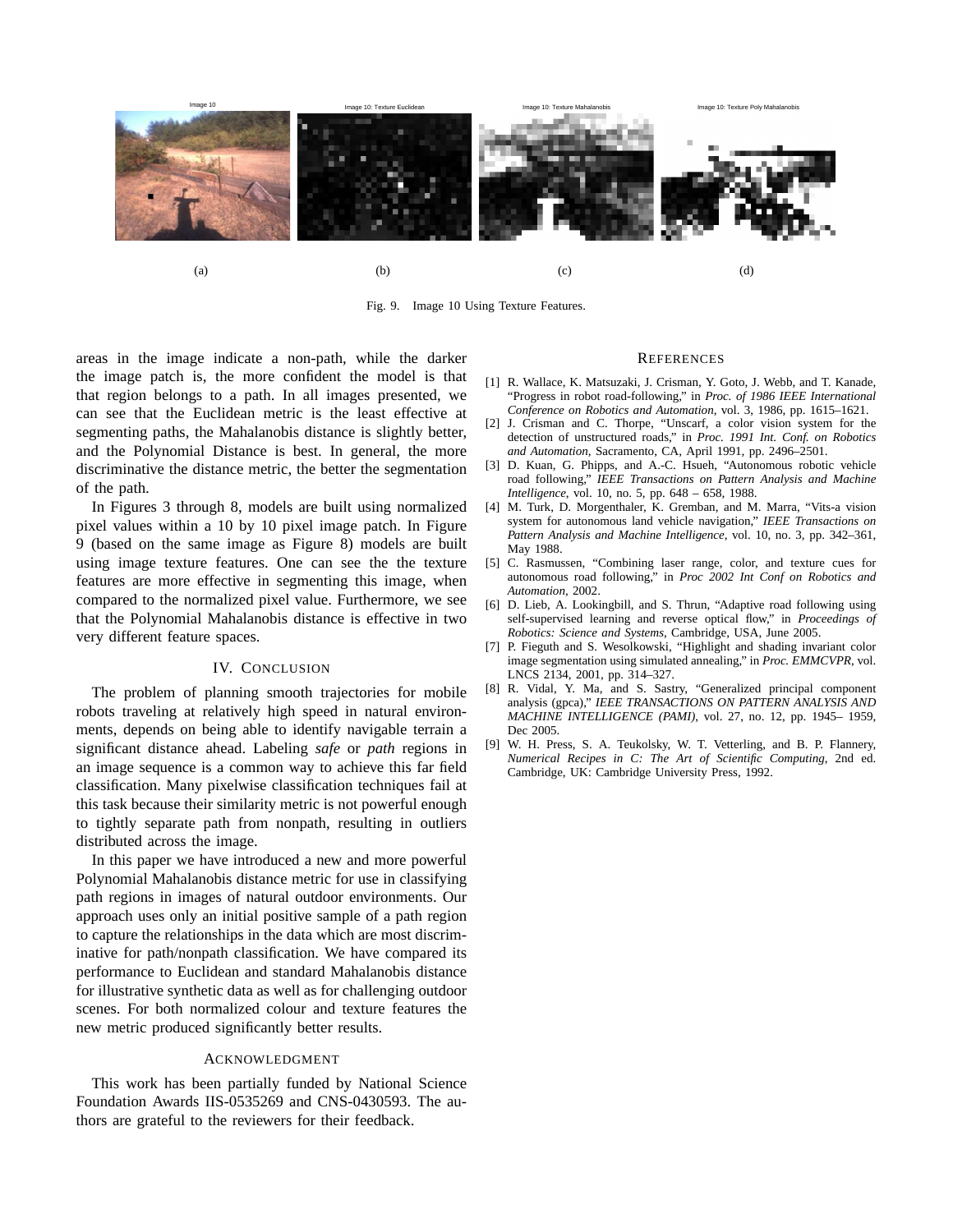Image 10

Image 10: Texture Euclidean

Image 10: Texture Mahalanobis

Image 10: Texture Poly Mahalanobis

(a) (b) (c) (d)

Fig. 9. Image 10 Using Texture Features.

areas in the image indicate a non-path, while the darker the image patch is, the more confident the model is that that region belongs to a path. In all images presented, we can see that the Euclidean metric is the least effective at segmenting paths, the Mahalanobis distance is slightly better, and the Polynomial Distance is best. In general, the more discriminative the distance metric, the better the segmentation of the path.

In Figures 3 through 8, models are built using normalized pixel values within a 10 by 10 pixel image patch. In Figure 9 (based on the same image as Figure 8) models are built using image texture features. One can see the the texture features are more effective in segmenting this image, when compared to the normalized pixel value. Furthermore, we see that the Polynomial Mahalanobis distance is effective in two very different feature spaces.

## IV. Conclusion

The problem of planning smooth trajectories for mobile robots traveling at relatively high speed in natural environments, depends on being able to identify navigable terrain a significant distance ahead. Labeling *safe* or *path* regions in an image sequence is a common way to achieve this far field classification. Many pixelwise classification techniques fail at this task because their similarity metric is not powerful enough to tightly separate path from nonpath, resulting in outliers distributed across the image.

In this paper we have introduced a new and more powerful Polynomial Mahalanobis distance metric for use in classifying path regions in images of natural outdoor environments. Our approach uses only an initial positive sample of a path region to capture the relationships in the data which are most discriminative for path/nonpath classification. We have compared its performance to Euclidean and standard Mahalanobis distance for illustrative synthetic data as well as for challenging outdoor scenes. For both normalized colour and texture features the new metric produced significantly better results.

## Acknowledgment

This work has been partially funded by National Science Foundation Awards IIS-0535269 and CNS-0430593. The authors are grateful to the reviewers for their feedback.

## References

[1] R. Wallace, K. Matsuzaki, J. Crisman, Y. Goto, J. Webb, and T. Kanade, “Progress in robot road-following,” in *Proc. of 1986 IEEE International Conference on Robotics and Automation*, vol. 3, 1986, pp. 1615–1621.

[2] J. Crisman and C. Thorpe, “Unscarf, a color vision system for the detection of unstructured roads,” in *Proc. 1991 Int. Conf. on Robotics and Automation*, Sacramento, CA, April 1991, pp. 2496–2501.

[3] D. Kuan, G. Phipps, and A.-C. Hsueh, “Autonomous robotic vehicle road following,” *IEEE Transactions on Pattern Analysis and Machine Intelligence*, vol. 10, no. 5, pp. 648 – 658, 1988.

[4] M. Turk, D. Morgenthaler, K. Gremban, and M. Marra, “Vits-a vision system for autonomous land vehicle navigation,” *IEEE Transactions on Pattern Analysis and Machine Intelligence*, vol. 10, no. 3, pp. 342–361, May 1988.

[5] C. Rasmussen, “Combining laser range, color, and texture cues for autonomous road following,” in *Proc 2002 Int Conf on Robotics and Automation*, 2002.

[6] D. Lieb, A. Lookingbill, and S. Thrun, “Adaptive road following using self-supervised learning and reverse optical flow,” in *Proceedings of Robotics: Science and Systems*, Cambridge, USA, June 2005.

[7] P. Fieguth and S. Wesolkowski, “Highlight and shading invariant color image segmentation using simulated annealing,” in *Proc. EMMCVPR*, vol. LNCS 2134, 2001, pp. 314–327.

[8] R. Vidal, Y. Ma, and S. Sastry, “Generalized principal component analysis (gpca),” *IEEE TRANSACTIONS ON PATTERN ANALYSIS AND MACHINE INTELLIGENCE (PAMI)*, vol. 27, no. 12, pp. 1945– 1959, Dec 2005.

[9] W. H. Press, S. A. Teukolsky, W. T. Vetterling, and B. P. Flannery, *Numerical Recipes in C: The Art of Scientific Computing*, 2nd ed. Cambridge, UK: Cambridge University Press, 1992.